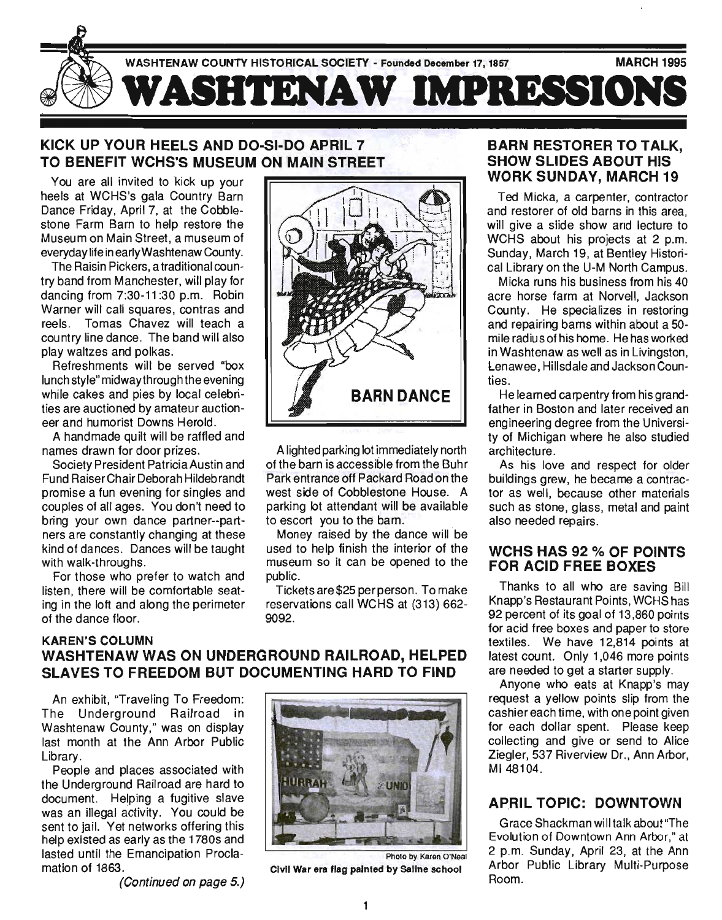WASHTENAW COUNTY HISTORICAL SOCIETY - Founded December 17, 1857 — MARCH 1995

# WASHTENAW IMPRESSIONS

## KICK UP YOUR HEELS AND DO-SI-DO APRIL 7 TO BENEFIT WCHS'S MUSEUM ON MAIN STREET

You are all invited to kick up your heels at WCHS's gala Country Barn Dance Friday, April 7, at the Cobblestone Farm Barn to help restore the Museum on Main Street, a museum of everyday life in early Washtenaw County.

The Raisin Pickers, a traditional country band from Manchester, will play for dancing from 7:30-11:30 p.m. Robin Warner will call squares, contras and reels. Tomas Chavez will teach a country line dance. The band will also play waltzes and polkas.

Refreshments will be served "box lunch style" midway through the evening while cakes and pies by local celebrities are auctioned by amateur auctioneer and humorist Downs Herold.

A handmade quilt will be raffled and names drawn for door prizes.

Society President Patricia Austin and Fund Raiser Chair Deborah Hildebrandt promise a fun evening for singles and couples of all ages. You don't need to bring your own dance partner--partners are constantly changing at these kind of dances. Dances will be taught with walk-throughs.

For those who prefer to watch and listen, there will be comfortable seating in the loft and along the perimeter of the dance floor.

BARN DANCE

A lighted parking lot immediately north of the barn is accessible from the Buhr Park entrance off Packard Road on the west side of Cobblestone House. A parking lot attendant will be available to escort you to the barn.

Money raised by the dance will be used to help finish the interior of the museum so it can be opened to the public.

Tickets are $25 per person. To make reservations call WCHS at (313) 662-9092.

## BARN RESTORER TO TALK, SHOW SLIDES ABOUT HIS WORK SUNDAY, MARCH 19

Ted Micka, a carpenter, contractor and restorer of old barns in this area, will give a slide show and lecture to WCHS about his projects at 2 p.m. Sunday, March 19, at Bentley Historical Library on the U-M North Campus.

Micka runs his business from his 40 acre horse farm at Norvell, Jackson County. He specializes in restoring and repairing barns within about a 50-mile radius of his home. He has worked in Washtenaw as well as in Livingston, Lenawee, Hillsdale and Jackson Counties.

He learned carpentry from his grandfather in Boston and later received an engineering degree from the University of Michigan where he also studied architecture.

As his love and respect for older buildings grew, he became a contractor as well, because other materials such as stone, glass, metal and paint also needed repairs.

## WCHS HAS 92 % OF POINTS FOR ACID FREE BOXES

Thanks to all who are saving Bill Knapp's Restaurant Points, WCHS has 92 percent of its goal of 13,860 points for acid free boxes and paper to store textiles. We have 12,814 points at latest count. Only 1,046 more points are needed to get a starter supply.

Anyone who eats at Knapp's may request a yellow points slip from the cashier each time, with one point given for each dollar spent. Please keep collecting and give or send to Alice Ziegler, 537 Riverview Dr., Ann Arbor, MI 48104.

## APRIL TOPIC: DOWNTOWN

Grace Shackman will talk about "The Evolution of Downtown Ann Arbor," at 2 p.m. Sunday, April 23, at the Ann Arbor Public Library Multi-Purpose Room.

### KAREN'S COLUMN

## WASHTENAW WAS ON UNDERGROUND RAILROAD, HELPED SLAVES TO FREEDOM BUT DOCUMENTING HARD TO FIND

An exhibit, "Traveling To Freedom: The Underground Railroad in Washtenaw County," was on display last month at the Ann Arbor Public Library.

People and places associated with the Underground Railroad are hard to document. Helping a fugitive slave was an illegal activity. You could be sent to jail. Yet networks offering this help existed as early as the 1780s and lasted until the Emancipation Proclamation of 1863.

*(Continued on page 5.)*

Photo by Karen O'Neal

**Civil War era flag painted by Saline school**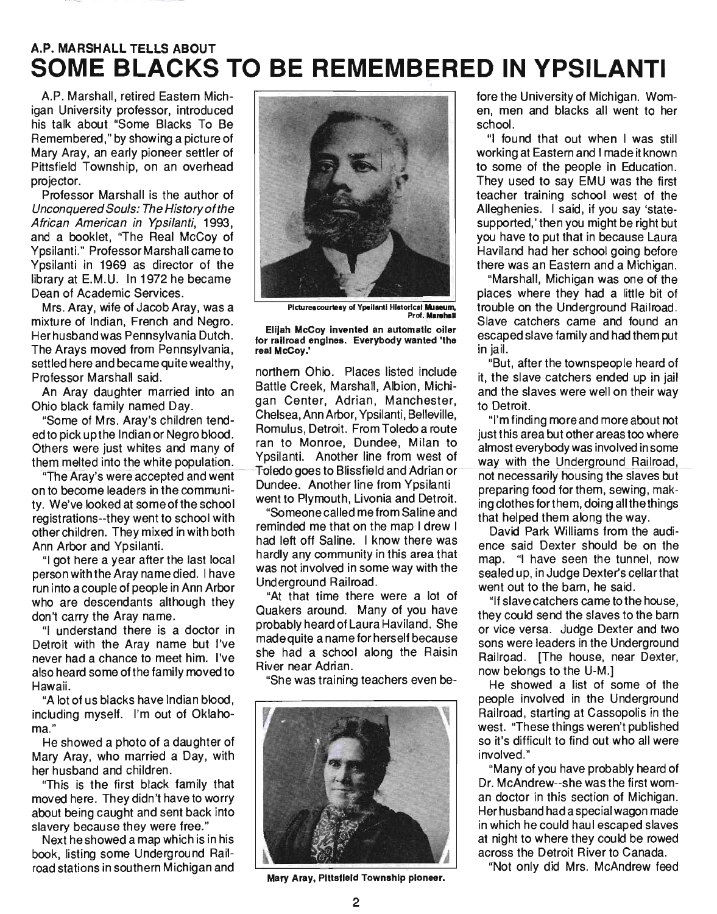A.P. MARSHALL TELLS ABOUT

# SOME BLACKS TO BE REMEMBERED IN YPSILANTI

A.P. Marshall, retired Eastern Michigan University professor, introduced his talk about "Some Blacks To Be Remembered," by showing a picture of Mary Aray, an early pioneer settler of Pittsfield Township, on an overhead projector.

Professor Marshall is the author of *Unconquered Souls: The History of the African American in Ypsilanti*, 1993, and a booklet, "The Real McCoy of Ypsilanti." Professor Marshall came to Ypsilanti in 1969 as director of the library at E.M.U. In 1972 he became Dean of Academic Services.

Mrs. Aray, wife of Jacob Aray, was a mixture of Indian, French and Negro. Her husband was Pennsylvania Dutch. The Arays moved from Pennsylvania, settled here and became quite wealthy, Professor Marshall said.

An Aray daughter married into an Ohio black family named Day.

"Some of Mrs. Aray's children tended to pick up the Indian or Negro blood. Others were just whites and many of them melted into the white population.

"The Aray's were accepted and went on to become leaders in the community. We've looked at some of the school registrations--they went to school with other children. They mixed in with both Ann Arbor and Ypsilanti.

"I got here a year after the last local person with the Aray name died. I have run into a couple of people in Ann Arbor who are descendants although they don't carry the Aray name.

"I understand there is a doctor in Detroit with the Aray name but I've never had a chance to meet him. I've also heard some of the family moved to Hawaii.

"A lot of us blacks have Indian blood, including myself. I'm out of Oklahoma."

He showed a photo of a daughter of Mary Aray, who married a Day, with her husband and children.

"This is the first black family that moved here. They didn't have to worry about being caught and sent back into slavery because they were free."

Next he showed a map which is in his book, listing some Underground Railroad stations in southern Michigan and northern Ohio. Places listed include Battle Creek, Marshall, Albion, Michigan Center, Adrian, Manchester, Chelsea, Ann Arbor, Ypsilanti, Belleville, Romulus, Detroit. From Toledo a route ran to Monroe, Dundee, Milan to Ypsilanti. Another line from west of Toledo goes to Blissfield and Adrian or Dundee. Another line from Ypsilanti went to Plymouth, Livonia and Detroit.

Pictures courtesy of Ypsilanti Historical Museum, Prof. Marshall

**Elijah McCoy invented an automatic oiler for railroad engines. Everybody wanted 'the real McCoy.'**

"Someone called me from Saline and reminded me that on the map I drew I had left off Saline. I know there was hardly any community in this area that was not involved in some way with the Underground Railroad.

"At that time there were a lot of Quakers around. Many of you have probably heard of Laura Haviland. She made quite a name for herself because she had a school along the Raisin River near Adrian.

"She was training teachers even before the University of Michigan. Women, men and blacks all went to her school.

"I found that out when I was still working at Eastern and I made it known to some of the people in Education. They used to say EMU was the first teacher training school west of the Allegheniess. I said, if you say 'state-supported,' then you might be right but you have to put that in because Laura Haviland had her school going before there was an Eastern and a Michigan.

**Mary Aray, Pittsfield Township pioneer.**

"Marshall, Michigan was one of the places where they had a little bit of trouble on the Underground Railroad. Slave catchers came and found an escaped slave family and had them put in jail.

"But, after the townspeople heard of it, the slave catchers ended up in jail and the slaves were well on their way to Detroit.

"I'm finding more and more about not just this area but other areas too where almost everybody was involved in some way with the Underground Railroad, not necessarily housing the slaves but preparing food for them, sewing, making clothes for them, doing all the things that helped them along the way.

David Park Williams from the audience said Dexter should be on the map. "I have seen the tunnel, now sealed up, in Judge Dexter's cellar that went out to the barn, he said.

"If slave catchers came to the house, they could send the slaves to the barn or vice versa. Judge Dexter and two sons were leaders in the Underground Railroad. [The house, near Dexter, now belongs to the U-M.]

He showed a list of some of the people involved in the Underground Railroad, starting at Cassopolis in the west. "These things weren't published so it's difficult to find out who all were involved."

"Many of you have probably heard of Dr. McAndrew--she was the first woman doctor in this section of Michigan. Her husband had a special wagon made in which he could haul escaped slaves at night to where they could be rowed across the Detroit River to Canada.

"Not only did Mrs. McAndrew feed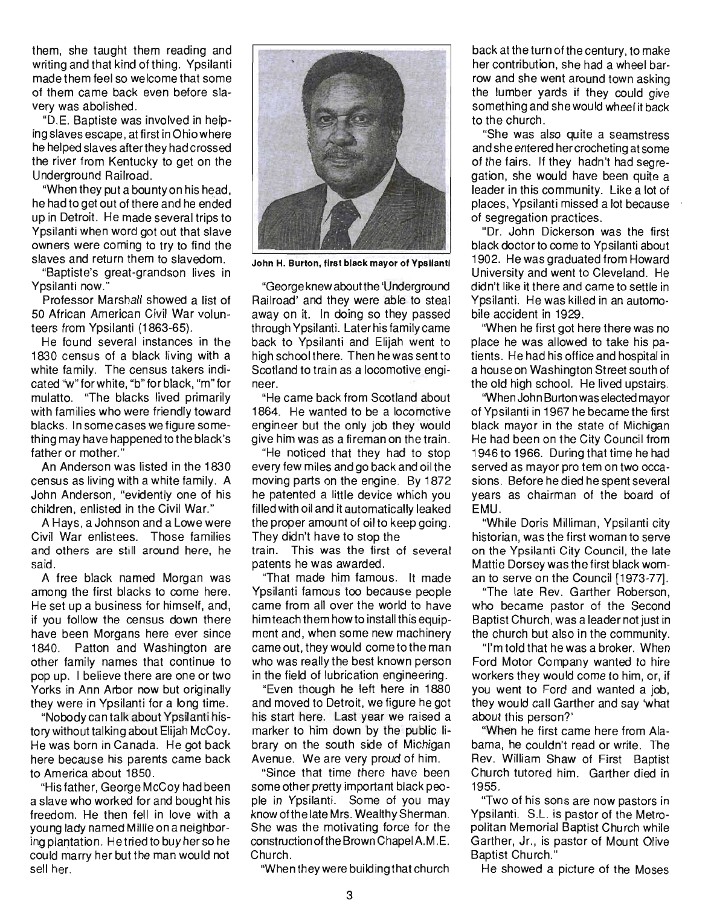them, she taught them reading and writing and that kind of thing. Ypsilanti made them feel so welcome that some of them came back even before slavery was abolished.

"D.E. Baptiste was involved in helping slaves escape, at first in Ohio where he helped slaves after they had crossed the river from Kentucky to get on the Underground Railroad.

"When they put a bounty on his head, he had to get out of there and he ended up in Detroit. He made several trips to Ypsilanti when word got out that slave owners were coming to try to find the slaves and return them to slavedom.

"Baptiste's great-grandson lives in Ypsilanti now."

Professor Marshall showed a list of 50 African American Civil War volunteers from Ypsilanti (1863-65).

He found several instances in the 1830 census of a black living with a white family. The census takers indicated "w" for white, "b" for black, "m" for mulatto. "The blacks lived primarily with families who were friendly toward blacks. In some cases we figure something may have happened to the black's father or mother."

An Anderson was listed in the 1830 census as living with a white family. A John Anderson, "evidently one of his children, enlisted in the Civil War."

A Hays, a Johnson and a Lowe were Civil War enlistees. Those families and others are still around here, he said.

A free black named Morgan was among the first blacks to come here. He set up a business for himself, and, if you follow the census down there have been Morgans here ever since 1840. Patton and Washington are other family names that continue to pop up. I believe there are one or two Yorks in Ann Arbor now but originally they were in Ypsilanti for a long time.

"Nobody can talk about Ypsilanti history without talking about Elijah McCoy. He was born in Canada. He got back here because his parents came back to America about 1850.

"His father, George McCoy had been a slave who worked for and bought his freedom. He then fell in love with a young lady named Millie on a neighboring plantation. He tried to buy her so he could marry her but the man would not sell her.

John H. Burton, first black mayor of Ypsilanti

"George knew about the 'Underground Railroad' and they were able to steal away on it. In doing so they passed through Ypsilanti. Later his family came back to Ypsilanti and Elijah went to high school there. Then he was sent to Scotland to train as a locomotive engineer.

"He came back from Scotland about 1864. He wanted to be a locomotive engineer but the only job they would give him was as a fireman on the train.

"He noticed that they had to stop every few miles and go back and oil the moving parts on the engine. By 1872 he patented a little device which you filled with oil and it automatically leaked the proper amount of oil to keep going. They didn't have to stop the train. This was the first of several patents he was awarded.

"That made him famous. It made Ypsilanti famous too because people came from all over the world to have him teach them how to install this equipment and, when some new machinery came out, they would come to the man who was really the best known person in the field of lubrication engineering.

"Even though he left here in 1880 and moved to Detroit, we figure he got his start here. Last year we raised a marker to him down by the public library on the south side of Michigan Avenue. We are very proud of him.

"Since that time there have been some other pretty important black people in Ypsilanti. Some of you may know of the late Mrs. Wealthy Sherman. She was the motivating force for the construction of the Brown Chapel A.M.E. Church.

"When they were building that church back at the turn of the century, to make her contribution, she had a wheel barrow and she went around town asking the lumber yards if they could give something and she would wheel it back to the church.

"She was also quite a seamstress and she entered her crocheting at some of the fairs. If they hadn't had segregation, she would have been quite a leader in this community. Like a lot of places, Ypsilanti missed a lot because of segregation practices.

"Dr. John Dickerson was the first black doctor to come to Ypsilanti about 1902. He was graduated from Howard University and went to Cleveland. He didn't like it there and came to settle in Ypsilanti. He was killed in an automobile accident in 1929.

"When he first got here there was no place he was allowed to take his patients. He had his office and hospital in a house on Washington Street south of the old high school. He lived upstairs.

"When John Burton was elected mayor of Ypsilanti in 1967 he became the first black mayor in the state of Michigan He had been on the City Council from 1946 to 1966. During that time he had served as mayor pro tem on two occasions. Before he died he spent several years as chairman of the board of EMU.

"While Doris Milliman, Ypsilanti city historian, was the first woman to serve on the Ypsilanti City Council, the late Mattie Dorsey was the first black woman to serve on the Council [1973-77].

"The late Rev. Garther Roberson, who became pastor of the Second Baptist Church, was a leader not just in the church but also in the community.

"I'm told that he was a broker. When Ford Motor Company wanted to hire workers they would come to him, or, if you went to Ford and wanted a job, they would call Garther and say 'what about this person?'

"When he first came here from Alabama, he couldn't read or write. The Rev. William Shaw of First Baptist Church tutored him. Garther died in 1955.

"Two of his sons are now pastors in Ypsilanti. S.L. is pastor of the Metropolitan Memorial Baptist Church while Garther, Jr., is pastor of Mount Olive Baptist Church."

He showed a picture of the Moses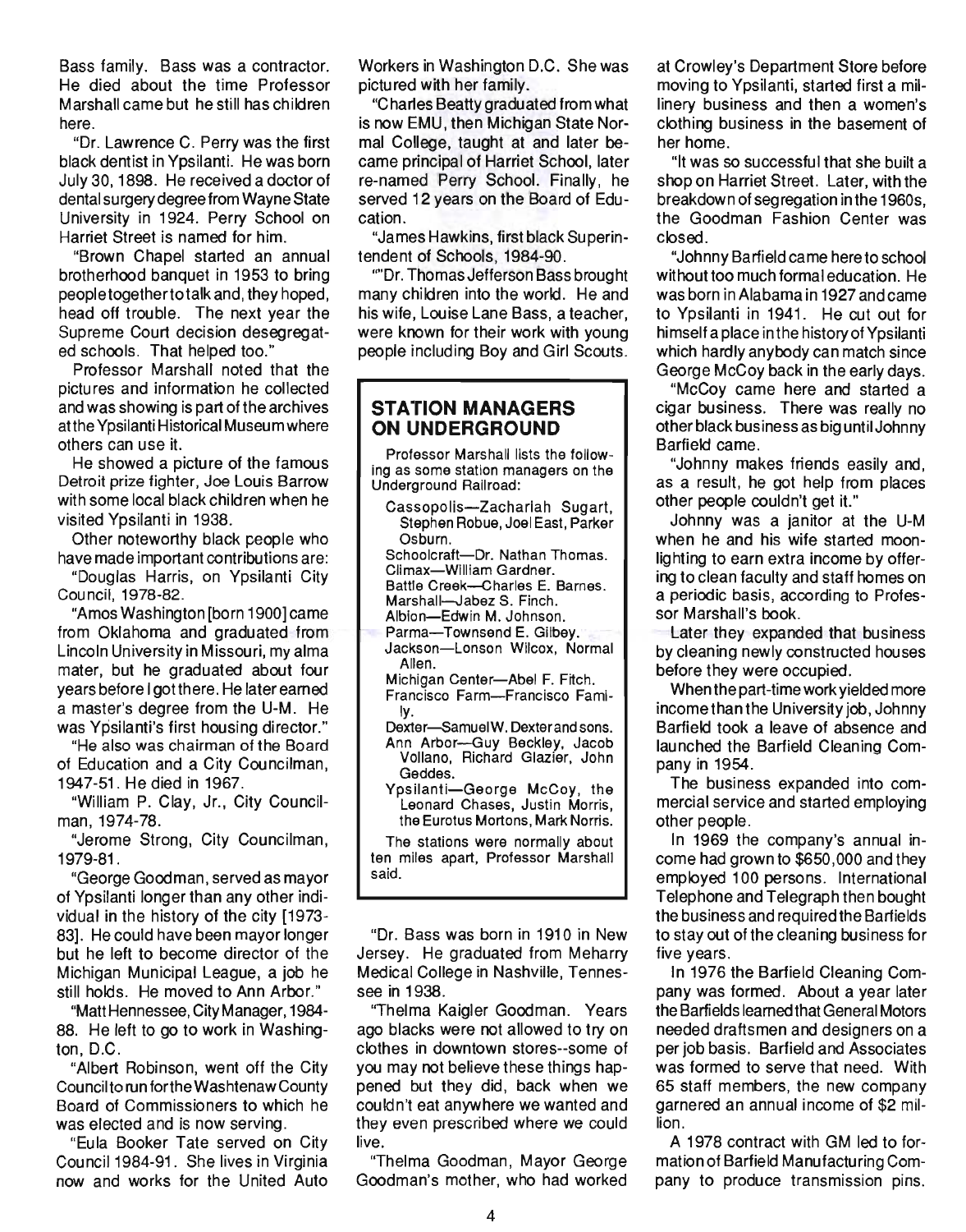Bass family. Bass was a contractor. He died about the time Professor Marshall came but he still has children here.

"Dr. Lawrence C. Perry was the first black dentist in Ypsilanti. He was born July 30, 1898. He received a doctor of dental surgery degree from Wayne State University in 1924. Perry School on Harriet Street is named for him.

"Brown Chapel started an annual brotherhood banquet in 1953 to bring people together to talk and, they hoped, head off trouble. The next year the Supreme Court decision desegregated schools. That helped too."

Professor Marshall noted that the pictures and information he collected and was showing is part of the archives at the Ypsilanti Historical Museum where others can use it.

He showed a picture of the famous Detroit prize fighter, Joe Louis Barrow with some local black children when he visited Ypsilanti in 1938.

Other noteworthy black people who have made important contributions are:

"Douglas Harris, on Ypsilanti City Council, 1978-82.

"Amos Washington [born 1900] came from Oklahoma and graduated from Lincoln University in Missouri, my alma mater, but he graduated about four years before I got there. He later earned a master's degree from the U-M. He was Ypsilanti's first housing director."

"He also was chairman of the Board of Education and a City Councilman, 1947-51. He died in 1967.

"William P. Clay, Jr., City Councilman, 1974-78.

"Jerome Strong, City Councilman, 1979-81.

"George Goodman, served as mayor of Ypsilanti longer than any other individual in the history of the city [1973-83]. He could have been mayor longer but he left to become director of the Michigan Municipal League, a job he still holds. He moved to Ann Arbor."

"Matt Hennessee, City Manager, 1984-88. He left to go to work in Washington, D.C.

"Albert Robinson, went off the City Council to run for the Washtenaw County Board of Commissioners to which he was elected and is now serving.

"Eula Booker Tate served on City Council 1984-91. She lives in Virginia now and works for the United Auto Workers in Washington D.C. She was pictured with her family.

"Charles Beatty graduated from what is now EMU, then Michigan State Normal College, taught at and later became principal of Harriet School, later re-named Perry School. Finally, he served 12 years on the Board of Education.

"James Hawkins, first black Superintendent of Schools, 1984-90.

""Dr. Thomas Jefferson Bass brought many children into the world. He and his wife, Louise Lane Bass, a teacher, were known for their work with young people including Boy and Girl Scouts.

## STATION MANAGERS ON UNDERGROUND

Professor Marshall lists the following as some station managers on the Underground Railroad:

- Cassopolis—Zachariah Sugart, Stephen Robue, Joel East, Parker Osburn.
- Schoolcraft—Dr. Nathan Thomas.
- Climax—William Gardner.
- Battle Creek—Charles E. Barnes.
- Marshall—Jabez S. Finch.
- Albion—Edwin M. Johnson.
- Parma—Townsend E. Gilbey.
- Jackson—Lonson Wilcox, Normal Allen.
- Michigan Center—Abel F. Fitch.
- Francisco Farm—Francisco Family.
- Dexter—Samuel W. Dexter and sons.
- Ann Arbor—Guy Beckley, Jacob Vollano, Richard Glazier, John Geddes.
- Ypsilanti—George McCoy, the Leonard Chases, Justin Morris, the Eurotus Mortons, Mark Norris.

The stations were normally about ten miles apart, Professor Marshall said.

"Dr. Bass was born in 1910 in New Jersey. He graduated from Meharry Medical College in Nashville, Tennessee in 1938.

"Thelma Kaigler Goodman. Years ago blacks were not allowed to try on clothes in downtown stores--some of you may not believe these things happened but they did, back when we couldn't eat anywhere we wanted and they even prescribed where we could live.

"Thelma Goodman, Mayor George Goodman's mother, who had worked at Crowley's Department Store before moving to Ypsilanti, started first a millinery business and then a women's clothing business in the basement of her home.

"It was so successful that she built a shop on Harriet Street. Later, with the breakdown of segregation in the 1960s, the Goodman Fashion Center was closed.

"Johnny Barfield came here to school without too much formal education. He was born in Alabama in 1927 and came to Ypsilanti in 1941. He cut out for himself a place in the history of Ypsilanti which hardly anybody can match since George McCoy back in the early days.

"McCoy came here and started a cigar business. There was really no other black business as big until Johnny Barfield came.

"Johnny makes friends easily and, as a result, he got help from places other people couldn't get it."

Johnny was a janitor at the U-M when he and his wife started moonlighting to earn extra income by offering to clean faculty and staff homes on a periodic basis, according to Professor Marshall's book.

Later they expanded that business by cleaning newly constructed houses before they were occupied.

When the part-time work yielded more income than the University job, Johnny Barfield took a leave of absence and launched the Barfield Cleaning Company in 1954.

The business expanded into commercial service and started employing other people.

In 1969 the company's annual income had grown to $650,000 and they employed 100 persons. International Telephone and Telegraph then bought the business and required the Barfields to stay out of the cleaning business for five years.

In 1976 the Barfield Cleaning Company was formed. About a year later the Barfields learned that General Motors needed draftsmen and designers on a per job basis. Barfield and Associates was formed to serve that need. With 65 staff members, the new company garnered an annual income of $2 million.

A 1978 contract with GM led to formation of Barfield Manufacturing Company to produce transmission pins.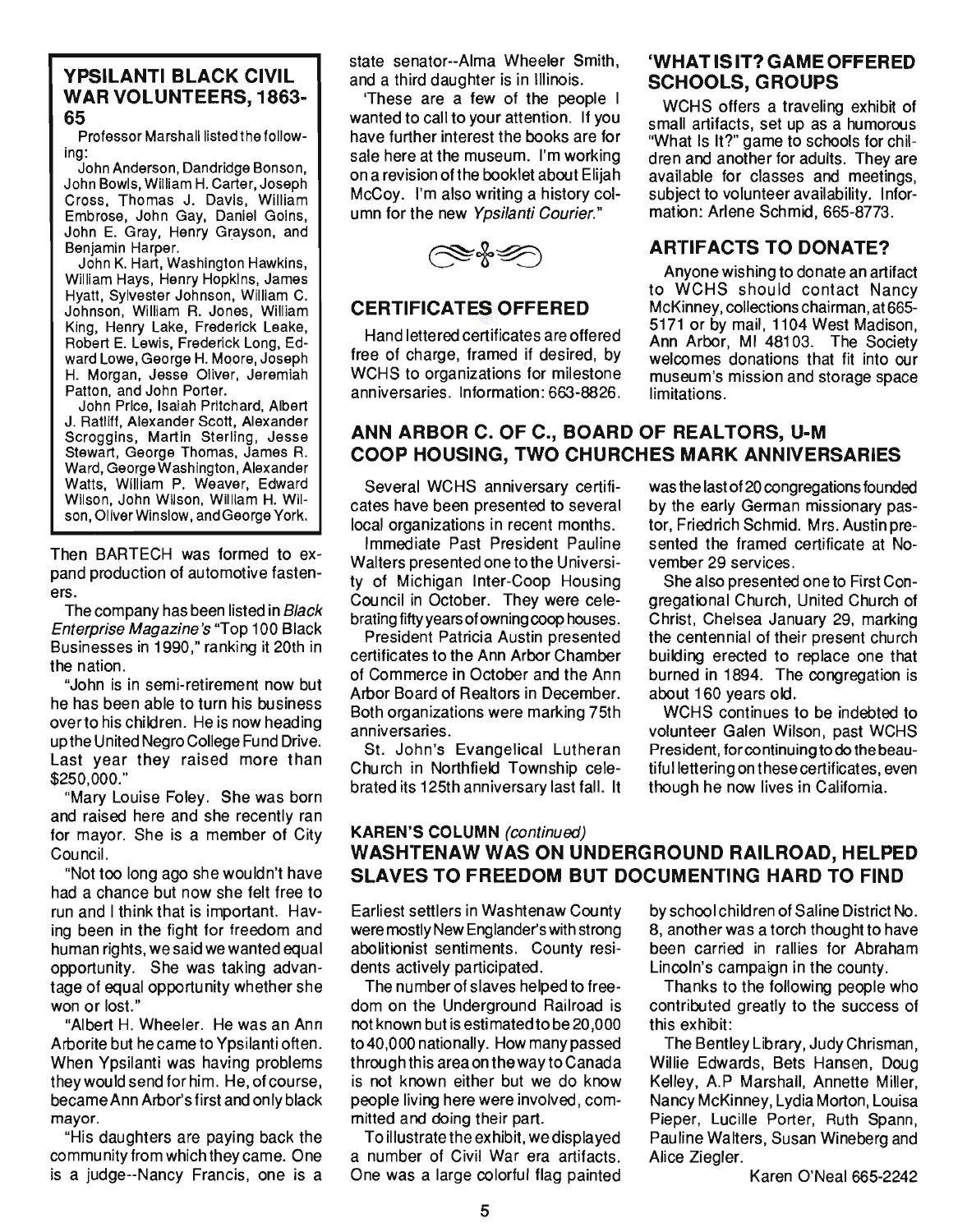## YPSILANTI BLACK CIVIL WAR VOLUNTEERS, 1863-65

Professor Marshall listed the following:

John Anderson, Dandridge Bonson, John Bowls, William H. Carter, Joseph Cross, Thomas J. Davis, William Embrose, John Gay, Daniel Goins, John E. Gray, Henry Grayson, and Benjamin Harper.

John K. Hart, Washington Hawkins, William Hays, Henry Hopkins, James Hyatt, Sylvester Johnson, William C. Johnson, William R. Jones, William King, Henry Lake, Frederick Leake, Robert E. Lewis, Frederick Long, Edward Lowe, George H. Moore, Joseph H. Morgan, Jesse Oliver, Jeremiah Patton, and John Porter.

John Price, Isaiah Pritchard, Albert J. Ratliff, Alexander Scott, Alexander Scroggins, Martin Sterling, Jesse Stewart, George Thomas, James R. Ward, George Washington, Alexander Watts, William P. Weaver, Edward Wilson, John Wilson, William H. Wilson, Oliver Winslow, and George York.

Then BARTECH was formed to expand production of automotive fasteners.

The company has been listed in *Black Enterprise Magazine's* "Top 100 Black Businesses in 1990," ranking it 20th in the nation.

"John is in semi-retirement now but he has been able to turn his business over to his children. He is now heading up the United Negro College Fund Drive. Last year they raised more than $250,000."

"Mary Louise Foley. She was born and raised here and she recently ran for mayor. She is a member of City Council.

"Not too long ago she wouldn't have had a chance but now she felt free to run and I think that is important. Having been in the fight for freedom and human rights, we said we wanted equal opportunity. She was taking advantage of equal opportunity whether she won or lost."

"Albert H. Wheeler. He was an Ann Arborite but he came to Ypsilanti often. When Ypsilanti was having problems they would send for him. He, of course, became Ann Arbor's first and only black mayor.

"His daughters are paying back the community from which they came. One is a judge--Nancy Francis, one is a state senator--Alma Wheeler Smith, and a third daughter is in Illinois.

'These are a few of the people I wanted to call to your attention. If you have further interest the books are for sale here at the museum. I'm working on a revision of the booklet about Elijah McCoy. I'm also writing a history column for the new *Ypsilanti Courier*."

## CERTIFICATES OFFERED

Hand lettered certificates are offered free of charge, framed if desired, by WCHS to organizations for milestone anniversaries. Information: 663-8826.

## 'WHAT IS IT? GAME OFFERED SCHOOLS, GROUPS

WCHS offers a traveling exhibit of small artifacts, set up as a humorous "What Is It?" game to schools for children and another for adults. They are available for classes and meetings, subject to volunteer availability. Information: Arlene Schmid, 665-8773.

## ARTIFACTS TO DONATE?

Anyone wishing to donate an artifact to WCHS should contact Nancy McKinney, collections chairman, at 665-5171 or by mail, 1104 West Madison, Ann Arbor, MI 48103. The Society welcomes donations that fit into our museum's mission and storage space limitations.

## ANN ARBOR C. OF C., BOARD OF REALTORS, U-M COOP HOUSING, TWO CHURCHES MARK ANNIVERSARIES

Several WCHS anniversary certificates have been presented to several local organizations in recent months.

Immediate Past President Pauline Walters presented one to the University of Michigan Inter-Coop Housing Council in October. They were celebrating fifty years of owning coop houses.

President Patricia Austin presented certificates to the Ann Arbor Chamber of Commerce in October and the Ann Arbor Board of Realtors in December. Both organizations were marking 75th anniversaries.

St. John's Evangelical Lutheran Church in Northfield Township celebrated its 125th anniversary last fall. It was the last of 20 congregations founded by the early German missionary pastor, Friedrich Schmid. Mrs. Austin presented the framed certificate at November 29 services.

She also presented one to First Congregational Church, United Church of Christ, Chelsea January 29, marking the centennial of their present church building erected to replace one that burned in 1894. The congregation is about 160 years old.

WCHS continues to be indebted to volunteer Galen Wilson, past WCHS President, for continuing to do the beautiful lettering on these certificates, even though he now lives in California.

**KAREN'S COLUMN** *(continued)*

## WASHTENAW WAS ON UNDERGROUND RAILROAD, HELPED SLAVES TO FREEDOM BUT DOCUMENTING HARD TO FIND

Earliest settlers in Washtenaw County were mostly New Englander's with strong abolitionist sentiments. County residents actively participated.

The number of slaves helped to freedom on the Underground Railroad is not known but is estimated to be 20,000 to 40,000 nationally. How many passed through this area on the way to Canada is not known either but we do know people living here were involved, committed and doing their part.

To illustrate the exhibit, we displayed a number of Civil War era artifacts. One was a large colorful flag painted by school children of Saline District No. 8, another was a torch thought to have been carried in rallies for Abraham Lincoln's campaign in the county.

Thanks to the following people who contributed greatly to the success of this exhibit:

The Bentley Library, Judy Chrisman, Willie Edwards, Bets Hansen, Doug Kelley, A.P Marshall, Annette Miller, Nancy McKinney, Lydia Morton, Louisa Pieper, Lucille Porter, Ruth Spann, Pauline Walters, Susan Wineberg and Alice Ziegler.

Karen O'Neal 665-2242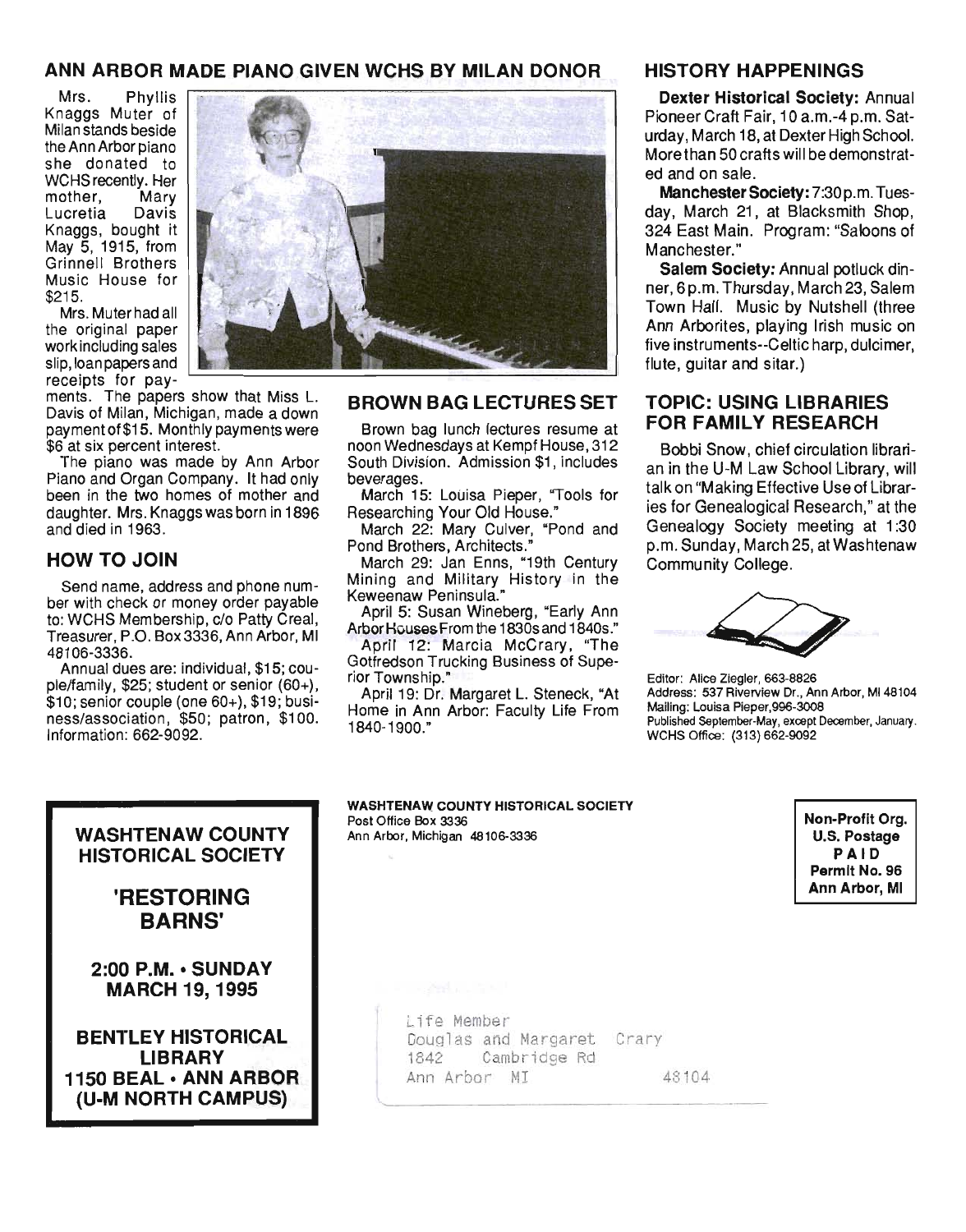## ANN ARBOR MADE PIANO GIVEN WCHS BY MILAN DONOR

Mrs. Phyllis Knaggs Muter of Milan stands beside the Ann Arbor piano she donated to WCHS recently. Her mother, Mary Lucretia Davis Knaggs, bought it May 5, 1915, from Grinnell Brothers Music House for $215.

Mrs. Muter had all the original paper work including sales slip, loan papers and receipts for payments. The papers show that Miss L. Davis of Milan, Michigan, made a down payment of $15. Monthly payments were $6 at six percent interest.

The piano was made by Ann Arbor Piano and Organ Company. It had only been in the two homes of mother and daughter. Mrs. Knaggs was born in 1896 and died in 1963.

## HOW TO JOIN

Send name, address and phone number with check or money order payable to: WCHS Membership, c/o Patty Creal, Treasurer, P.O. Box 3336, Ann Arbor, MI 48106-3336.

Annual dues are: individual, $15; couple/family, $25; student or senior (60+), $10; senior couple (one 60+), $19; business/association, $50; patron, $100. Information: 662-9092.

## BROWN BAG LECTURES SET

Brown bag lunch lectures resume at noon Wednesdays at Kempf House, 312 South Division. Admission $1, includes beverages.

March 15: Louisa Pieper, "Tools for Researching Your Old House."

March 22: Mary Culver, "Pond and Pond Brothers, Architects."

March 29: Jan Enns, "19th Century Mining and Military History in the Keweenaw Peninsula."

April 5: Susan Wineberg, "Early Ann Arbor Houses From the 1830s and 1840s."

April 12: Marcia McCrary, "The Gotfredson Trucking Business of Superior Township."

April 19: Dr. Margaret L. Steneck, "At Home in Ann Arbor: Faculty Life From 1840-1900."

## HISTORY HAPPENINGS

**Dexter Historical Society:** Annual Pioneer Craft Fair, 10 a.m.-4 p.m. Saturday, March 18, at Dexter High School. More than 50 crafts will be demonstrated and on sale.

**Manchester Society:** 7:30 p.m. Tuesday, March 21, at Blacksmith Shop, 324 East Main. Program: "Saloons of Manchester."

**Salem Society:** Annual potluck dinner, 6 p.m. Thursday, March 23, Salem Town Hall. Music by Nutshell (three Ann Arborites, playing Irish music on five instruments--Celtic harp, dulcimer, flute, guitar and sitar.)

## TOPIC: USING LIBRARIES FOR FAMILY RESEARCH

Bobbi Snow, chief circulation librarian in the U-M Law School Library, will talk on "Making Effective Use of Libraries for Genealogical Research," at the Genealogy Society meeting at 1:30 p.m. Sunday, March 25, at Washtenaw Community College.

Editor: Alice Ziegler, 663-8826
Address: 537 Riverview Dr., Ann Arbor, MI 48104
Mailing: Louisa Pieper, 996-3008
Published September-May, except December, January.
WCHS Office: (313) 662-9092

**WASHTENAW COUNTY HISTORICAL SOCIETY**

**'RESTORING BARNS'**

**2:00 P.M. • SUNDAY MARCH 19, 1995**

**BENTLEY HISTORICAL LIBRARY**
**1150 BEAL • ANN ARBOR**
**(U-M NORTH CAMPUS)**

**WASHTENAW COUNTY HISTORICAL SOCIETY**
Post Office Box 3336
Ann Arbor, Michigan 48106-3336

**Non-Profit Org.**
**U.S. Postage**
**PAID**
**Permit No. 96**
**Ann Arbor, MI**

Life Member
Douglas and Margaret Crary
1842 Cambridge Rd
Ann Arbor MI 48104